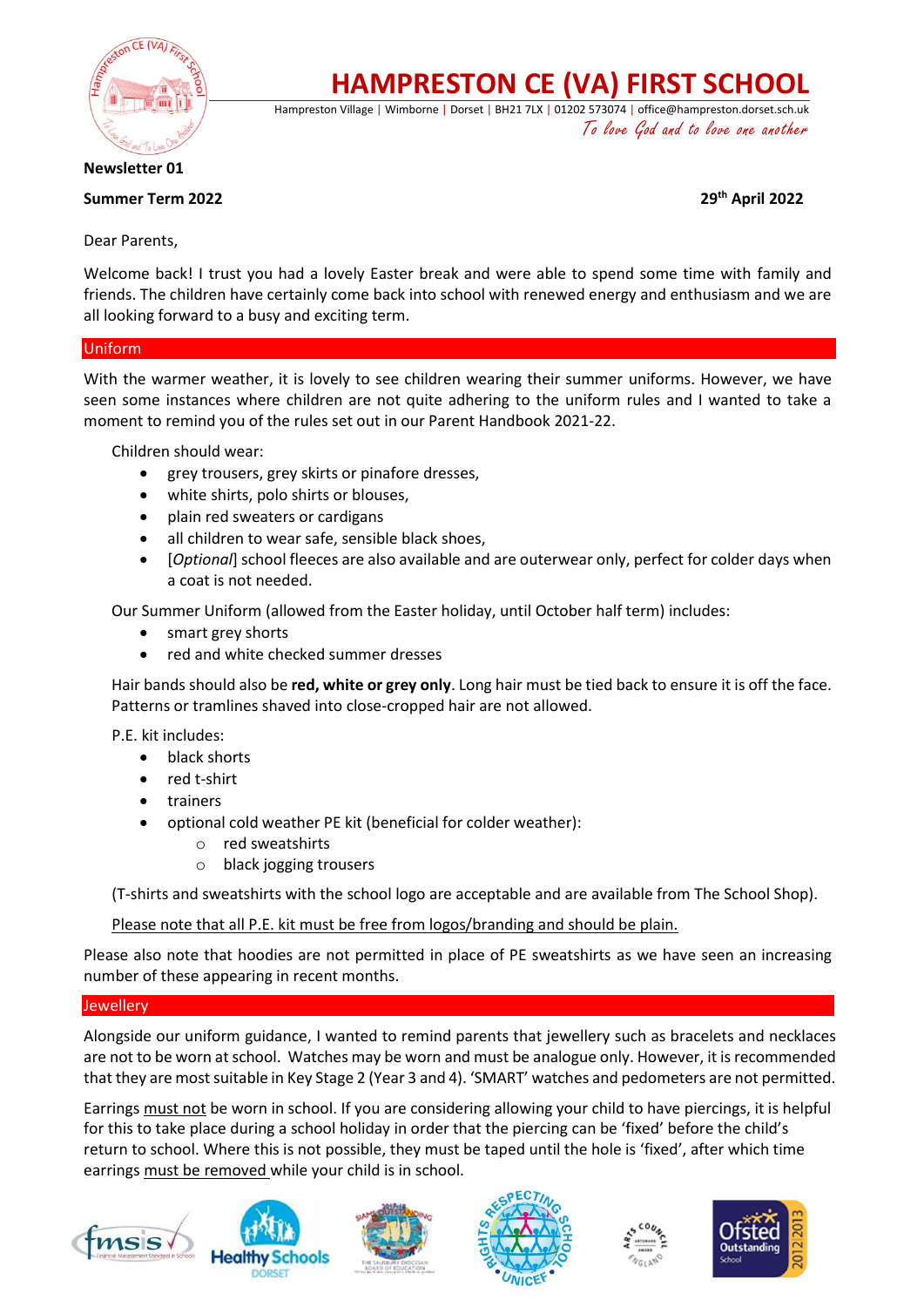# HAMPRESTON CE (VA) FIRST SCHOOL

Hampreston Village | Wimborne | Dorset | BH21 7LX | 01202 573074 | office@hampreston.dorset.sch.uk

*To love God and to love one another*

**Newsletter 01**

**Summer Term 2022** **29th April 2022**

Dear Parents,

Welcome back! I trust you had a lovely Easter break and were able to spend some time with family and friends. The children have certainly come back into school with renewed energy and enthusiasm and we are all looking forward to a busy and exciting term.

## Uniform

With the warmer weather, it is lovely to see children wearing their summer uniforms. However, we have seen some instances where children are not quite adhering to the uniform rules and I wanted to take a moment to remind you of the rules set out in our Parent Handbook 2021-22.

Children should wear:

- grey trousers, grey skirts or pinafore dresses,
- white shirts, polo shirts or blouses,
- plain red sweaters or cardigans
- all children to wear safe, sensible black shoes,
- [*Optional*] school fleeces are also available and are outerwear only, perfect for colder days when a coat is not needed.

Our Summer Uniform (allowed from the Easter holiday, until October half term) includes:

- smart grey shorts
- red and white checked summer dresses

Hair bands should also be **red, white or grey only**. Long hair must be tied back to ensure it is off the face. Patterns or tramlines shaved into close-cropped hair are not allowed.

P.E. kit includes:

- black shorts
- red t-shirt
- trainers
- optional cold weather PE kit (beneficial for colder weather):
  - red sweatshirts
  - black jogging trousers

(T-shirts and sweatshirts with the school logo are acceptable and are available from The School Shop).

<u>Please note that all P.E. kit must be free from logos/branding and should be plain.</u>

Please also note that hoodies are not permitted in place of PE sweatshirts as we have seen an increasing number of these appearing in recent months.

## Jewellery

Alongside our uniform guidance, I wanted to remind parents that jewellery such as bracelets and necklaces are not to be worn at school. Watches may be worn and must be analogue only. However, it is recommended that they are most suitable in Key Stage 2 (Year 3 and 4). 'SMART' watches and pedometers are not permitted.

Earrings <u>must not</u> be worn in school. If you are considering allowing your child to have piercings, it is helpful for this to take place during a school holiday in order that the piercing can be 'fixed' before the child's return to school. Where this is not possible, they must be taped until the hole is 'fixed', after which time earrings <u>must be removed</u> while your child is in school.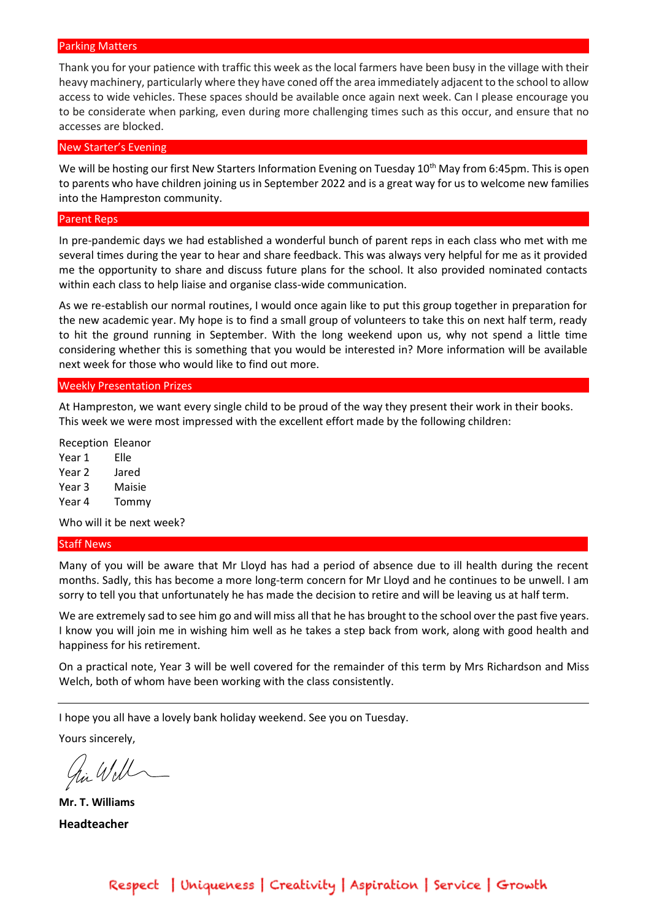## Parking Matters

Thank you for your patience with traffic this week as the local farmers have been busy in the village with their heavy machinery, particularly where they have coned off the area immediately adjacent to the school to allow access to wide vehicles. These spaces should be available once again next week. Can I please encourage you to be considerate when parking, even during more challenging times such as this occur, and ensure that no accesses are blocked.

## New Starter's Evening

We will be hosting our first New Starters Information Evening on Tuesday 10th May from 6:45pm. This is open to parents who have children joining us in September 2022 and is a great way for us to welcome new families into the Hampreston community.

## Parent Reps

In pre-pandemic days we had established a wonderful bunch of parent reps in each class who met with me several times during the year to hear and share feedback. This was always very helpful for me as it provided me the opportunity to share and discuss future plans for the school. It also provided nominated contacts within each class to help liaise and organise class-wide communication.

As we re-establish our normal routines, I would once again like to put this group together in preparation for the new academic year. My hope is to find a small group of volunteers to take this on next half term, ready to hit the ground running in September. With the long weekend upon us, why not spend a little time considering whether this is something that you would be interested in? More information will be available next week for those who would like to find out more.

## Weekly Presentation Prizes

At Hampreston, we want every single child to be proud of the way they present their work in their books. This week we were most impressed with the excellent effort made by the following children:

| | |
|---|---|
| Reception | Eleanor |
| Year 1 | Elle |
| Year 2 | Jared |
| Year 3 | Maisie |
| Year 4 | Tommy |

Who will it be next week?

## Staff News

Many of you will be aware that Mr Lloyd has had a period of absence due to ill health during the recent months. Sadly, this has become a more long-term concern for Mr Lloyd and he continues to be unwell. I am sorry to tell you that unfortunately he has made the decision to retire and will be leaving us at half term.

We are extremely sad to see him go and will miss all that he has brought to the school over the past five years. I know you will join me in wishing him well as he takes a step back from work, along with good health and happiness for his retirement.

On a practical note, Year 3 will be well covered for the remainder of this term by Mrs Richardson and Miss Welch, both of whom have been working with the class consistently.

---

I hope you all have a lovely bank holiday weekend. See you on Tuesday.

Yours sincerely,

**Mr. T. Williams**

**Headteacher**

Respect | Uniqueness | Creativity | Aspiration | Service | Growth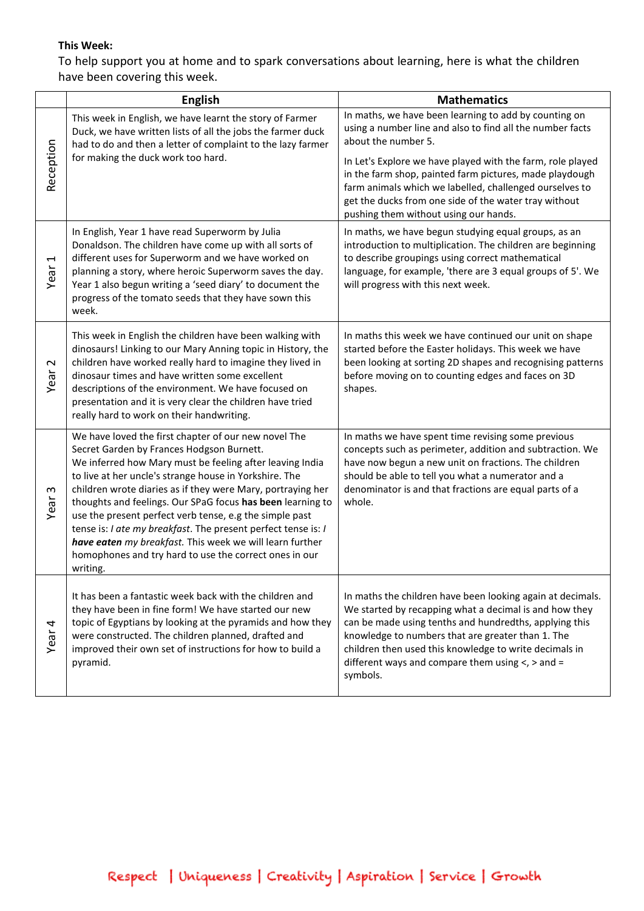**This Week:**

To help support you at home and to spark conversations about learning, here is what the children have been covering this week.

| | English | Mathematics |
|---|---|---|
| Reception | This week in English, we have learnt the story of Farmer Duck, we have written lists of all the jobs the farmer duck had to do and then a letter of complaint to the lazy farmer for making the duck work too hard. | In maths, we have been learning to add by counting on using a number line and also to find all the number facts about the number 5.<br><br>In Let's Explore we have played with the farm, role played in the farm shop, painted farm pictures, made playdough farm animals which we labelled, challenged ourselves to get the ducks from one side of the water tray without pushing them without using our hands. |
| Year 1 | In English, Year 1 have read Superworm by Julia Donaldson. The children have come up with all sorts of different uses for Superworm and we have worked on planning a story, where heroic Superworm saves the day. Year 1 also begun writing a 'seed diary' to document the progress of the tomato seeds that they have sown this week. | In maths, we have begun studying equal groups, as an introduction to multiplication. The children are beginning to describe groupings using correct mathematical language, for example, 'there are 3 equal groups of 5'. We will progress with this next week. |
| Year 2 | This week in English the children have been walking with dinosaurs! Linking to our Mary Anning topic in History, the children have worked really hard to imagine they lived in dinosaur times and have written some excellent descriptions of the environment. We have focused on presentation and it is very clear the children have tried really hard to work on their handwriting. | In maths this week we have continued our unit on shape started before the Easter holidays. This week we have been looking at sorting 2D shapes and recognising patterns before moving on to counting edges and faces on 3D shapes. |
| Year 3 | We have loved the first chapter of our new novel The Secret Garden by Frances Hodgson Burnett.<br>We inferred how Mary must be feeling after leaving India to live at her uncle's strange house in Yorkshire. The children wrote diaries as if they were Mary, portraying her thoughts and feelings. Our SPaG focus **has been** learning to use the present perfect verb tense, e.g the simple past tense is: *I ate my breakfast*. The present perfect tense is: *I **have eaten** my breakfast.* This week we will learn further homophones and try hard to use the correct ones in our writing. | In maths we have spent time revising some previous concepts such as perimeter, addition and subtraction. We have now begun a new unit on fractions. The children should be able to tell you what a numerator and a denominator is and that fractions are equal parts of a whole. |
| Year 4 | It has been a fantastic week back with the children and they have been in fine form! We have started our new topic of Egyptians by looking at the pyramids and how they were constructed. The children planned, drafted and improved their own set of instructions for how to build a pyramid. | In maths the children have been looking again at decimals. We started by recapping what a decimal is and how they can be made using tenths and hundredths, applying this knowledge to numbers that are greater than 1. The children then used this knowledge to write decimals in different ways and compare them using <, > and = symbols. |

Respect | Uniqueness | Creativity | Aspiration | Service | Growth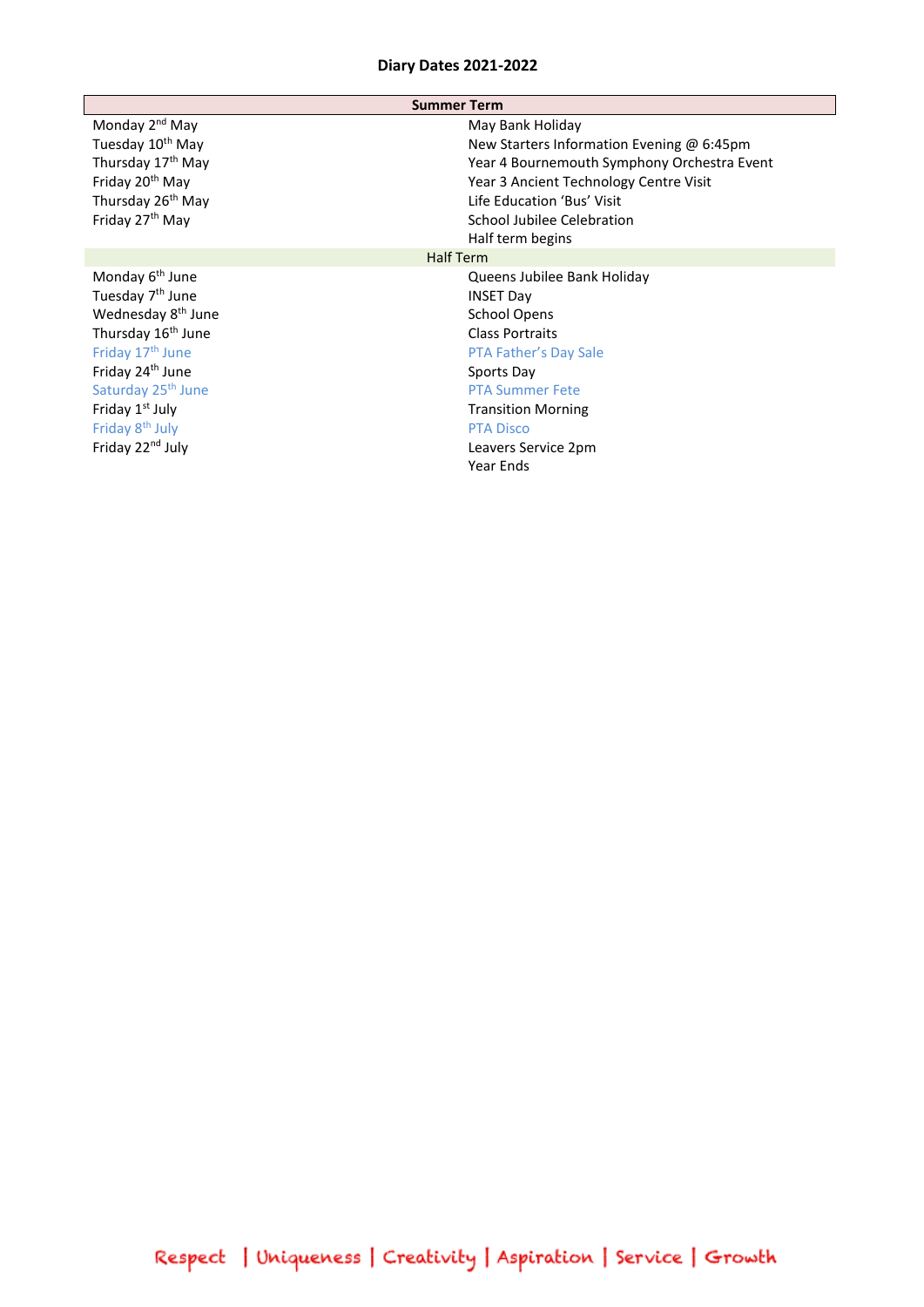## Diary Dates 2021-2022

| Summer Term | |
|---|---|
| Monday 2nd May | May Bank Holiday |
| Tuesday 10th May | New Starters Information Evening @ 6:45pm |
| Thursday 17th May | Year 4 Bournemouth Symphony Orchestra Event |
| Friday 20th May | Year 3 Ancient Technology Centre Visit |
| Thursday 26th May | Life Education 'Bus' Visit |
| Friday 27th May | School Jubilee Celebration |
| | Half term begins |
| Half Term | |
| Monday 6th June | Queens Jubilee Bank Holiday |
| Tuesday 7th June | INSET Day |
| Wednesday 8th June | School Opens |
| Thursday 16th June | Class Portraits |
| Friday 17th June | PTA Father's Day Sale |
| Friday 24th June | Sports Day |
| Saturday 25th June | PTA Summer Fete |
| Friday 1st July | Transition Morning |
| Friday 8th July | PTA Disco |
| Friday 22nd July | Leavers Service 2pm |
| | Year Ends |

Respect | Uniqueness | Creativity | Aspiration | Service | Growth